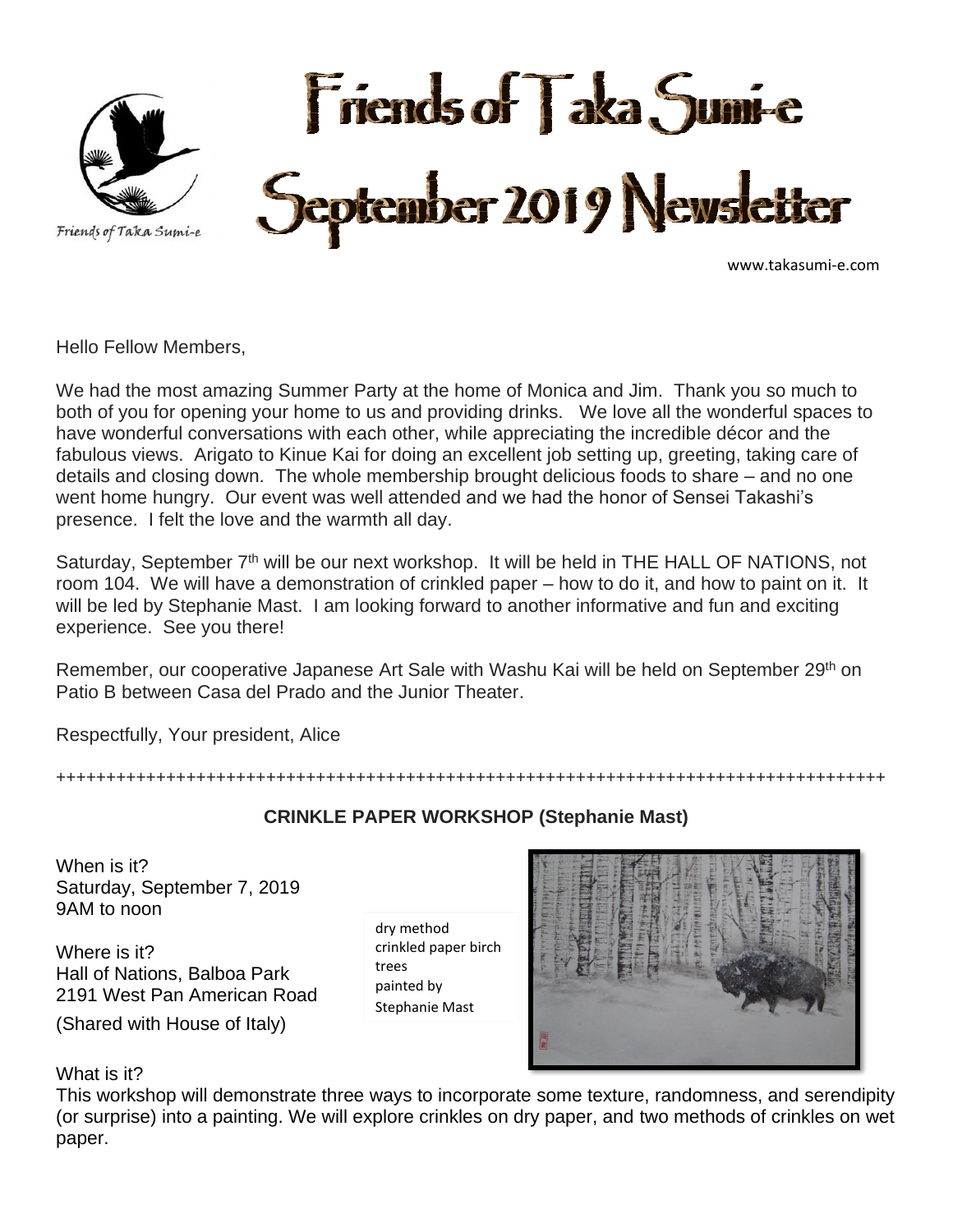# Friends of Taka Sumi-e September 2019 Newsletter

Friends of Taka Sumi-e

www.takasumi-e.com

Hello Fellow Members,

We had the most amazing Summer Party at the home of Monica and Jim. Thank you so much to both of you for opening your home to us and providing drinks. We love all the wonderful spaces to have wonderful conversations with each other, while appreciating the incredible décor and the fabulous views. Arigato to Kinue Kai for doing an excellent job setting up, greeting, taking care of details and closing down. The whole membership brought delicious foods to share – and no one went home hungry. Our event was well attended and we had the honor of Sensei Takashi's presence. I felt the love and the warmth all day.

Saturday, September 7th will be our next workshop. It will be held in THE HALL OF NATIONS, not room 104. We will have a demonstration of crinkled paper – how to do it, and how to paint on it. It will be led by Stephanie Mast. I am looking forward to another informative and fun and exciting experience. See you there!

Remember, our cooperative Japanese Art Sale with Washu Kai will be held on September 29th on Patio B between Casa del Prado and the Junior Theater.

Respectfully, Your president, Alice

++++++++++++++++++++++++++++++++++++++++++++++++++++++++++++++++++++++++++++++++++++++

## CRINKLE PAPER WORKSHOP (Stephanie Mast)

When is it?
Saturday, September 7, 2019
9AM to noon

Where is it?
Hall of Nations, Balboa Park
2191 West Pan American Road
(Shared with House of Italy)

dry method crinkled paper birch trees painted by Stephanie Mast

What is it?
This workshop will demonstrate three ways to incorporate some texture, randomness, and serendipity (or surprise) into a painting. We will explore crinkles on dry paper, and two methods of crinkles on wet paper.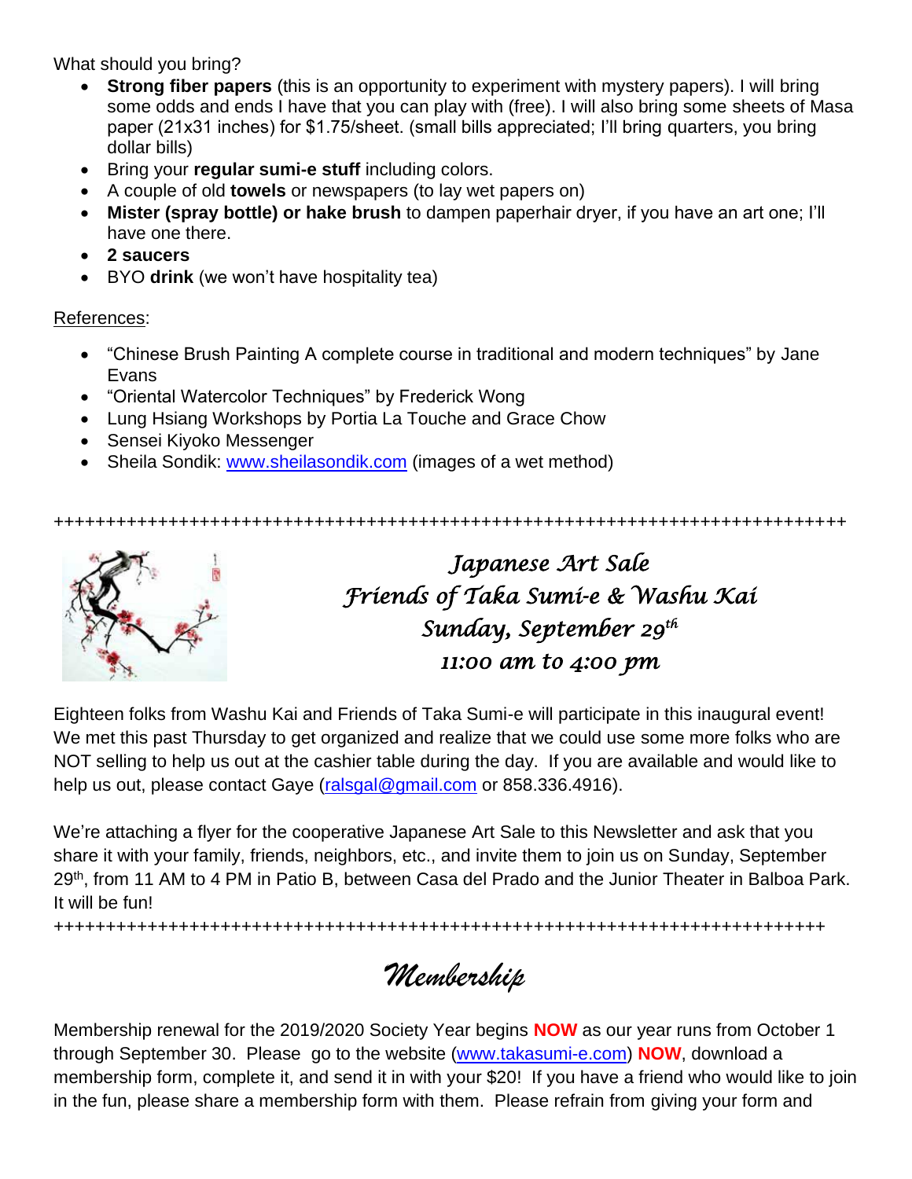What should you bring?

- **Strong fiber papers** (this is an opportunity to experiment with mystery papers). I will bring some odds and ends I have that you can play with (free). I will also bring some sheets of Masa paper (21x31 inches) for $1.75/sheet. (small bills appreciated; I'll bring quarters, you bring dollar bills)
- Bring your **regular sumi-e stuff** including colors.
- A couple of old **towels** or newspapers (to lay wet papers on)
- **Mister (spray bottle) or hake brush** to dampen paperhair dryer, if you have an art one; I'll have one there.
- **2 saucers**
- BYO **drink** (we won't have hospitality tea)

References:

- "Chinese Brush Painting A complete course in traditional and modern techniques" by Jane Evans
- "Oriental Watercolor Techniques" by Frederick Wong
- Lung Hsiang Workshops by Portia La Touche and Grace Chow
- Sensei Kiyoko Messenger
- Sheila Sondik: www.sheilasondik.com (images of a wet method)

++++++++++++++++++++++++++++++++++++++++++++++++++++++++++++++++++++++++++++

*Japanese Art Sale*
*Friends of Taka Sumi-e & Washu Kai*
*Sunday, September 29th*
*11:00 am to 4:00 pm*

Eighteen folks from Washu Kai and Friends of Taka Sumi-e will participate in this inaugural event! We met this past Thursday to get organized and realize that we could use some more folks who are NOT selling to help us out at the cashier table during the day. If you are available and would like to help us out, please contact Gaye (ralsgal@gmail.com or 858.336.4916).

We're attaching a flyer for the cooperative Japanese Art Sale to this Newsletter and ask that you share it with your family, friends, neighbors, etc., and invite them to join us on Sunday, September 29th, from 11 AM to 4 PM in Patio B, between Casa del Prado and the Junior Theater in Balboa Park. It will be fun!

++++++++++++++++++++++++++++++++++++++++++++++++++++++++++++++++++++++++++++

## *Membership*

Membership renewal for the 2019/2020 Society Year begins **NOW** as our year runs from October 1 through September 30. Please go to the website (www.takasumi-e.com) **NOW**, download a membership form, complete it, and send it in with your $20! If you have a friend who would like to join in the fun, please share a membership form with them. Please refrain from giving your form and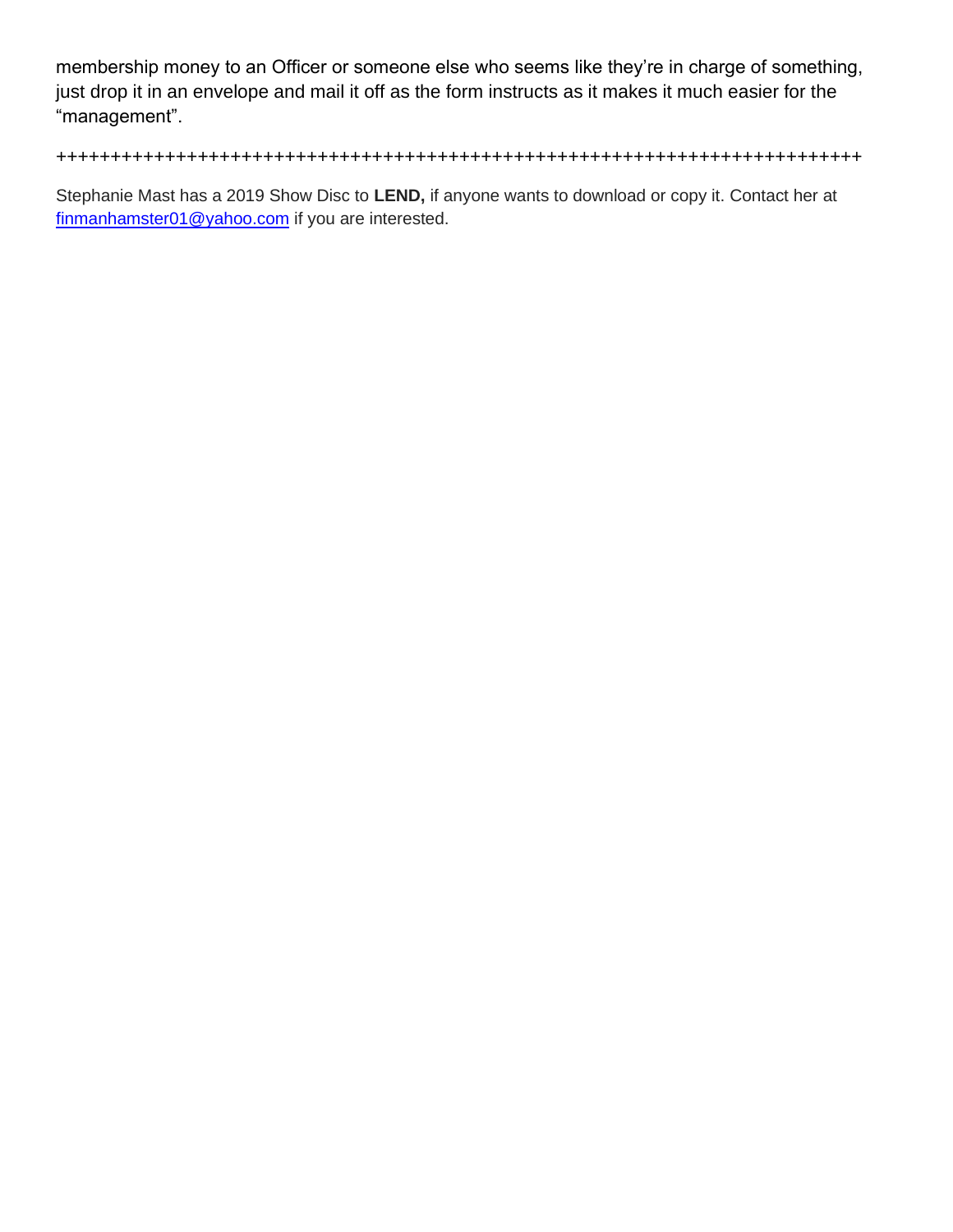membership money to an Officer or someone else who seems like they're in charge of something, just drop it in an envelope and mail it off as the form instructs as it makes it much easier for the "management".

++++++++++++++++++++++++++++++++++++++++++++++++++++++++++++++++++++++++++

Stephanie Mast has a 2019 Show Disc to **LEND,** if anyone wants to download or copy it. Contact her at finmanhamster01@yahoo.com if you are interested.